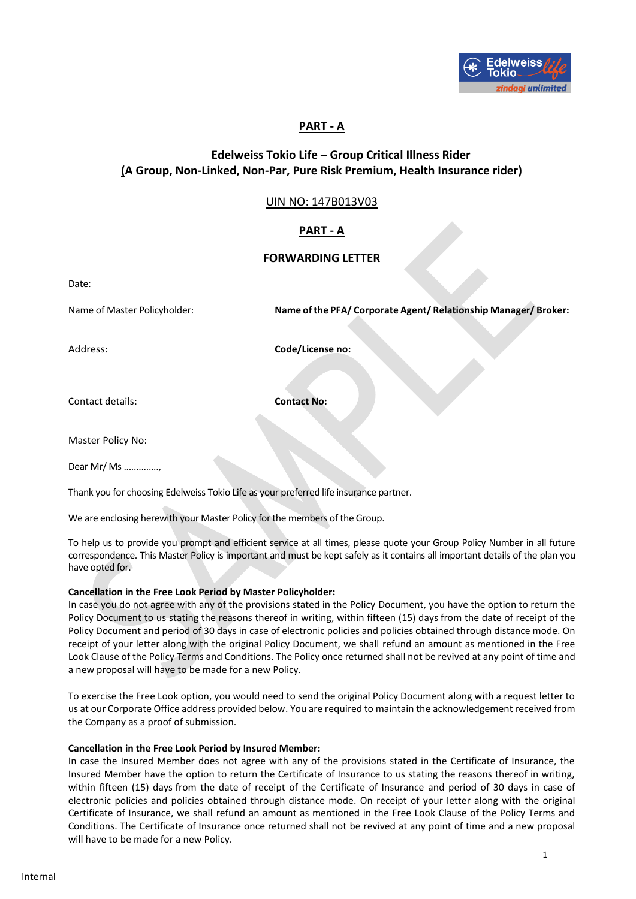## PART - A

## Edelweiss Tokio Life – Group Critical Illness Rider
## (A Group, Non-Linked, Non-Par, Pure Risk Premium, Health Insurance rider)

UIN NO: 147B013V03

## PART - A

## FORWARDING LETTER

Date:

| | |
|---|---|
| Name of Master Policyholder: | **Name of the PFA/ Corporate Agent/ Relationship Manager/ Broker:** |
| Address: | **Code/License no:** |
| Contact details: | **Contact No:** |

Master Policy No:

Dear Mr/ Ms …………..,

Thank you for choosing Edelweiss Tokio Life as your preferred life insurance partner.

We are enclosing herewith your Master Policy for the members of the Group.

To help us to provide you prompt and efficient service at all times, please quote your Group Policy Number in all future correspondence. This Master Policy is important and must be kept safely as it contains all important details of the plan you have opted for.

**Cancellation in the Free Look Period by Master Policyholder:**
In case you do not agree with any of the provisions stated in the Policy Document, you have the option to return the Policy Document to us stating the reasons thereof in writing, within fifteen (15) days from the date of receipt of the Policy Document and period of 30 days in case of electronic policies and policies obtained through distance mode. On receipt of your letter along with the original Policy Document, we shall refund an amount as mentioned in the Free Look Clause of the Policy Terms and Conditions. The Policy once returned shall not be revived at any point of time and a new proposal will have to be made for a new Policy.

To exercise the Free Look option, you would need to send the original Policy Document along with a request letter to us at our Corporate Office address provided below. You are required to maintain the acknowledgement received from the Company as a proof of submission.

**Cancellation in the Free Look Period by Insured Member:**
In case the Insured Member does not agree with any of the provisions stated in the Certificate of Insurance, the Insured Member have the option to return the Certificate of Insurance to us stating the reasons thereof in writing, within fifteen (15) days from the date of receipt of the Certificate of Insurance and period of 30 days in case of electronic policies and policies obtained through distance mode. On receipt of your letter along with the original Certificate of Insurance, we shall refund an amount as mentioned in the Free Look Clause of the Policy Terms and Conditions. The Certificate of Insurance once returned shall not be revived at any point of time and a new proposal will have to be made for a new Policy.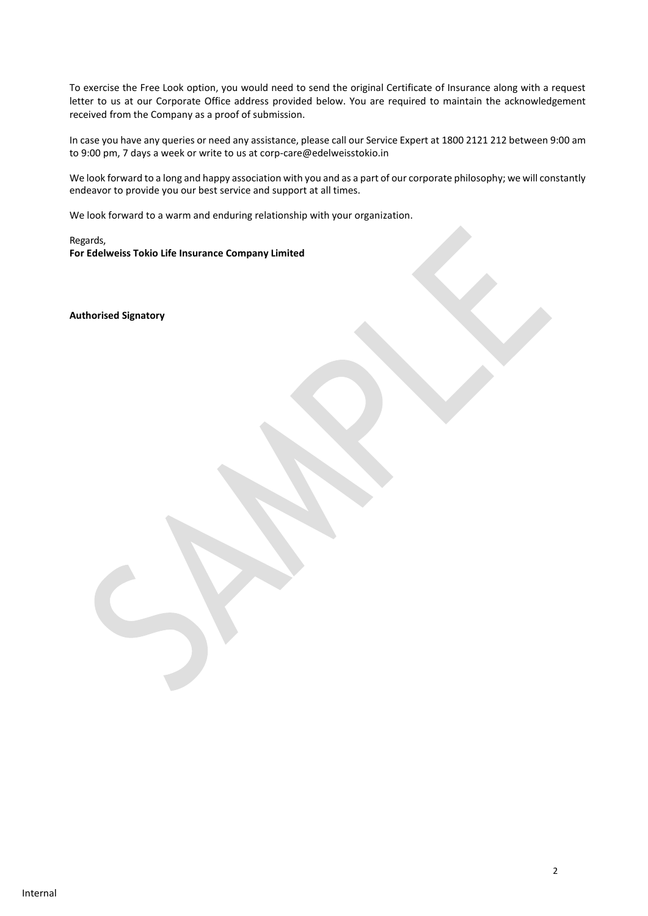To exercise the Free Look option, you would need to send the original Certificate of Insurance along with a request letter to us at our Corporate Office address provided below. You are required to maintain the acknowledgement received from the Company as a proof of submission.

In case you have any queries or need any assistance, please call our Service Expert at 1800 2121 212 between 9:00 am to 9:00 pm, 7 days a week or write to us at corp-care@edelweisstokio.in

We look forward to a long and happy association with you and as a part of our corporate philosophy; we will constantly endeavor to provide you our best service and support at all times.

We look forward to a warm and enduring relationship with your organization.

Regards,
**For Edelweiss Tokio Life Insurance Company Limited**

**Authorised Signatory**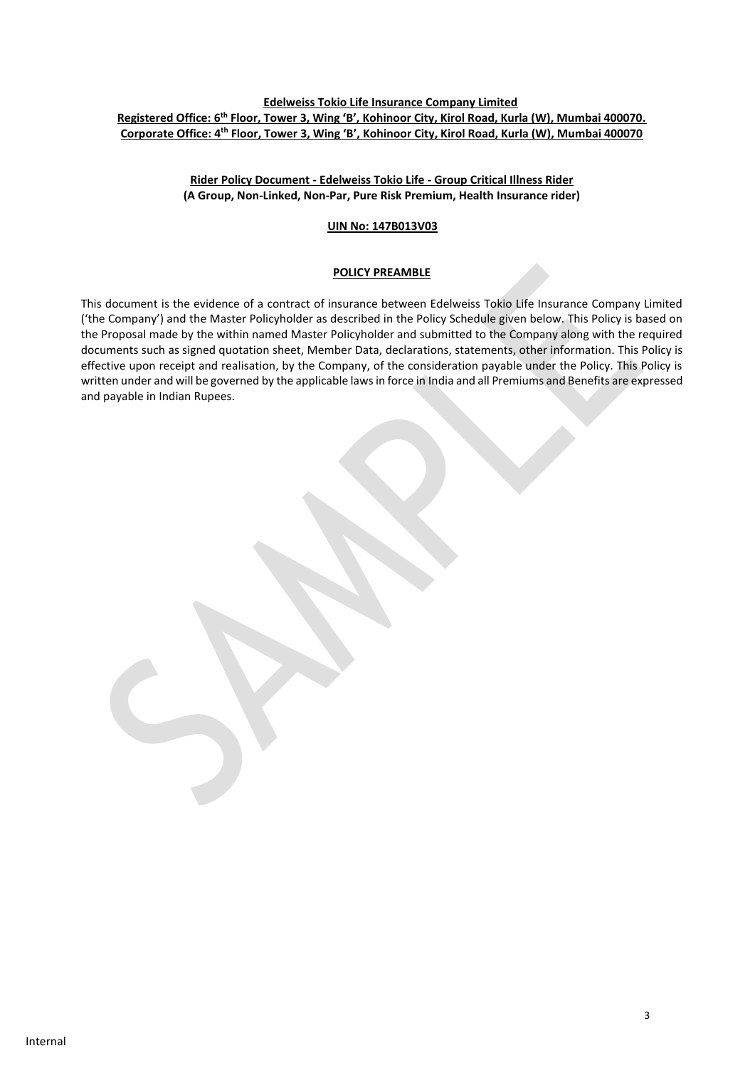**Edelweiss Tokio Life Insurance Company Limited**

**Registered Office: 6th Floor, Tower 3, Wing 'B', Kohinoor City, Kirol Road, Kurla (W), Mumbai 400070.**

**Corporate Office: 4th Floor, Tower 3, Wing 'B', Kohinoor City, Kirol Road, Kurla (W), Mumbai 400070**

**Rider Policy Document - Edelweiss Tokio Life - Group Critical Illness Rider**

**(A Group, Non-Linked, Non-Par, Pure Risk Premium, Health Insurance rider)**

**UIN No: 147B013V03**

## POLICY PREAMBLE

This document is the evidence of a contract of insurance between Edelweiss Tokio Life Insurance Company Limited ('the Company') and the Master Policyholder as described in the Policy Schedule given below. This Policy is based on the Proposal made by the within named Master Policyholder and submitted to the Company along with the required documents such as signed quotation sheet, Member Data, declarations, statements, other information. This Policy is effective upon receipt and realisation, by the Company, of the consideration payable under the Policy. This Policy is written under and will be governed by the applicable laws in force in India and all Premiums and Benefits are expressed and payable in Indian Rupees.

Internal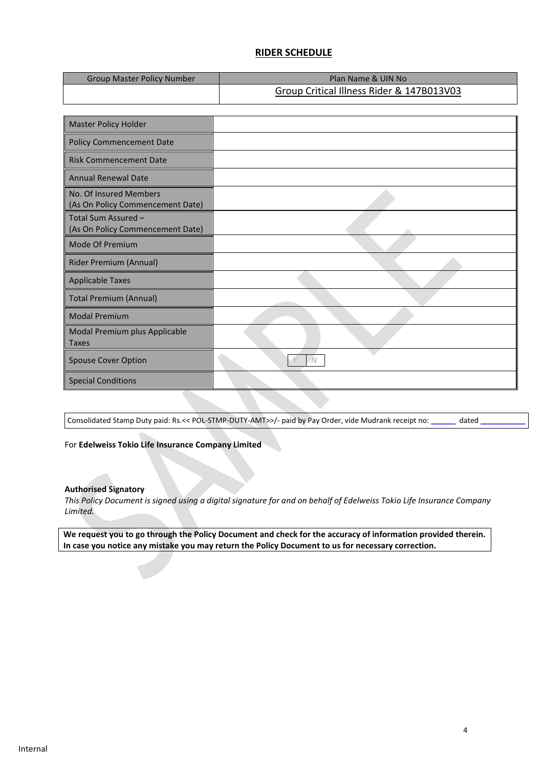## RIDER SCHEDULE

| Group Master Policy Number | Plan Name & UIN No |
| --- | --- |
| | Group Critical Illness Rider & 147B013V03 |

| | |
| --- | --- |
| Master Policy Holder | |
| Policy Commencement Date | |
| Risk Commencement Date | |
| Annual Renewal Date | |
| No. Of Insured Members (As On Policy Commencement Date) | |
| Total Sum Assured – (As On Policy Commencement Date) | |
| Mode Of Premium | |
| Rider Premium (Annual) | |
| Applicable Taxes | |
| Total Premium (Annual) | |
| Modal Premium | |
| Modal Premium plus Applicable Taxes | |
| Spouse Cover Option | Y / N |
| Special Conditions | |

Consolidated Stamp Duty paid: Rs.<< POL-STMP-DUTY-AMT>>/- paid by Pay Order, vide Mudrank receipt no: ______ dated __________

For **Edelweiss Tokio Life Insurance Company Limited**

**Authorised Signatory**

*This Policy Document is signed using a digital signature for and on behalf of Edelweiss Tokio Life Insurance Company Limited.*

**We request you to go through the Policy Document and check for the accuracy of information provided therein. In case you notice any mistake you may return the Policy Document to us for necessary correction.**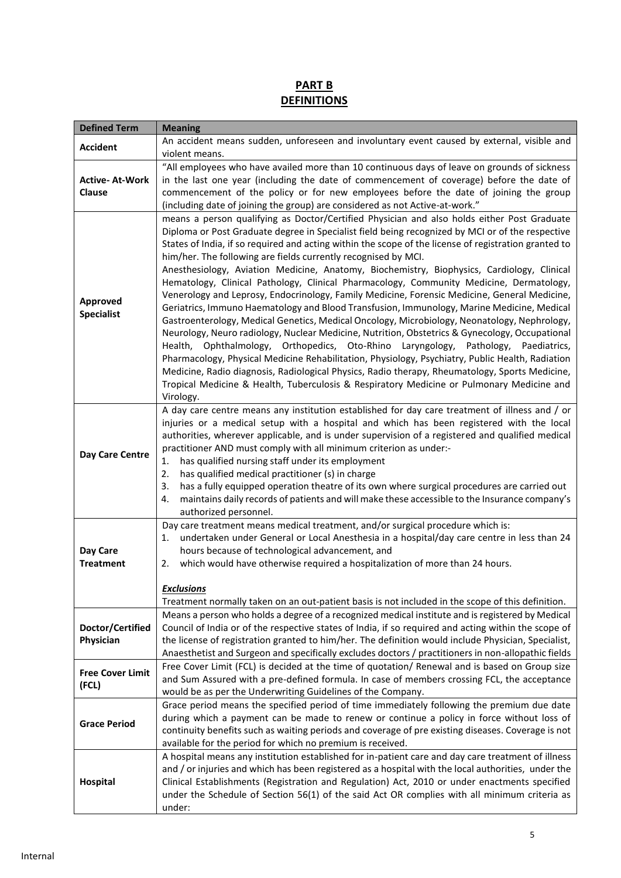# PART B
# DEFINITIONS

| Defined Term | Meaning |
|---|---|
| **Accident** | An accident means sudden, unforeseen and involuntary event caused by external, visible and violent means. |
| **Active- At-Work Clause** | "All employees who have availed more than 10 continuous days of leave on grounds of sickness in the last one year (including the date of commencement of coverage) before the date of commencement of the policy or for new employees before the date of joining the group (including date of joining the group) are considered as not Active-at-work." |
| **Approved Specialist** | means a person qualifying as Doctor/Certified Physician and also holds either Post Graduate Diploma or Post Graduate degree in Specialist field being recognized by MCI or of the respective States of India, if so required and acting within the scope of the license of registration granted to him/her. The following are fields currently recognised by MCI.<br>Anesthesiology, Aviation Medicine, Anatomy, Biochemistry, Biophysics, Cardiology, Clinical Hematology, Clinical Pathology, Clinical Pharmacology, Community Medicine, Dermatology, Venerology and Leprosy, Endocrinology, Family Medicine, Forensic Medicine, General Medicine, Geriatrics, Immuno Haematology and Blood Transfusion, Immunology, Marine Medicine, Medical Gastroenterology, Medical Genetics, Medical Oncology, Microbiology, Neonatology, Nephrology, Neurology, Neuro radiology, Nuclear Medicine, Nutrition, Obstetrics & Gynecology, Occupational Health, Ophthalmology, Orthopedics, Oto-Rhino Laryngology, Pathology, Paediatrics, Pharmacology, Physical Medicine Rehabilitation, Physiology, Psychiatry, Public Health, Radiation Medicine, Radio diagnosis, Radiological Physics, Radio therapy, Rheumatology, Sports Medicine, Tropical Medicine & Health, Tuberculosis & Respiratory Medicine or Pulmonary Medicine and Virology. |
| **Day Care Centre** | A day care centre means any institution established for day care treatment of illness and / or injuries or a medical setup with a hospital and which has been registered with the local authorities, wherever applicable, and is under supervision of a registered and qualified medical practitioner AND must comply with all minimum criterion as under:-<br>1. has qualified nursing staff under its employment<br>2. has qualified medical practitioner (s) in charge<br>3. has a fully equipped operation theatre of its own where surgical procedures are carried out<br>4. maintains daily records of patients and will make these accessible to the Insurance company's authorized personnel. |
| **Day Care Treatment** | Day care treatment means medical treatment, and/or surgical procedure which is:<br>1. undertaken under General or Local Anesthesia in a hospital/day care centre in less than 24 hours because of technological advancement, and<br>2. which would have otherwise required a hospitalization of more than 24 hours.<br><br>***Exclusions***<br>Treatment normally taken on an out-patient basis is not included in the scope of this definition. |
| **Doctor/Certified Physician** | Means a person who holds a degree of a recognized medical institute and is registered by Medical Council of India or of the respective states of India, if so required and acting within the scope of the license of registration granted to him/her. The definition would include Physician, Specialist, Anaesthetist and Surgeon and specifically excludes doctors / practitioners in non-allopathic fields |
| **Free Cover Limit (FCL)** | Free Cover Limit (FCL) is decided at the time of quotation/ Renewal and is based on Group size and Sum Assured with a pre-defined formula. In case of members crossing FCL, the acceptance would be as per the Underwriting Guidelines of the Company. |
| **Grace Period** | Grace period means the specified period of time immediately following the premium due date during which a payment can be made to renew or continue a policy in force without loss of continuity benefits such as waiting periods and coverage of pre existing diseases. Coverage is not available for the period for which no premium is received. |
| **Hospital** | A hospital means any institution established for in-patient care and day care treatment of illness and / or injuries and which has been registered as a hospital with the local authorities, under the Clinical Establishments (Registration and Regulation) Act, 2010 or under enactments specified under the Schedule of Section 56(1) of the said Act OR complies with all minimum criteria as under: |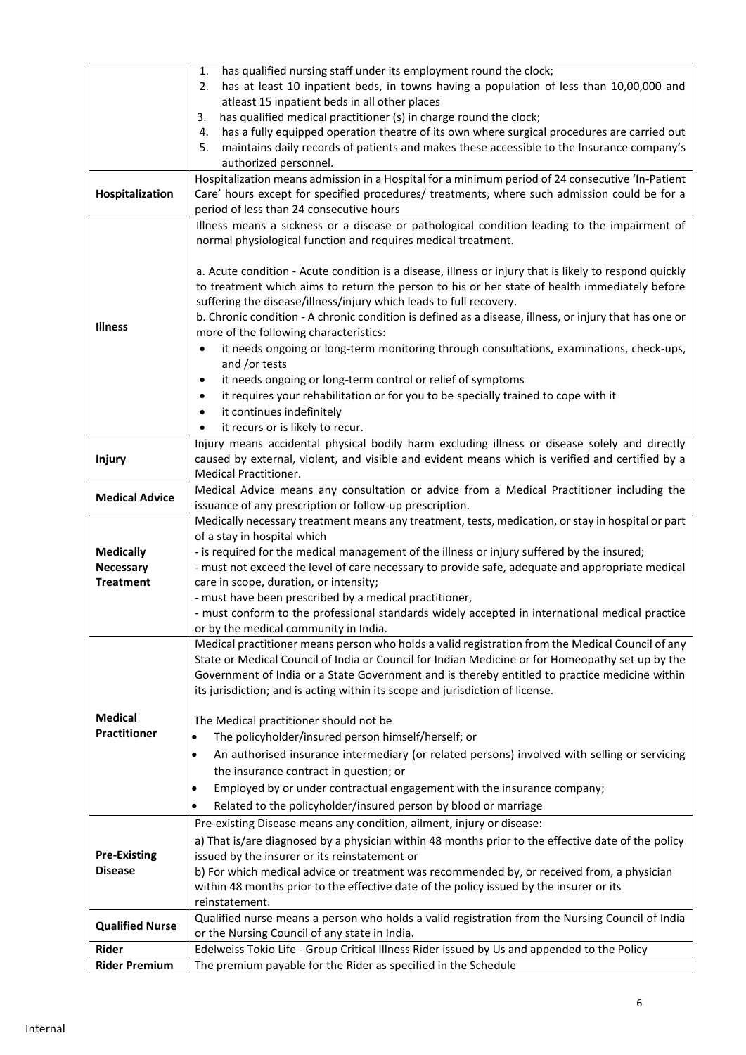| | |
|---|---|
| | 1. has qualified nursing staff under its employment round the clock;<br>2. has at least 10 inpatient beds, in towns having a population of less than 10,00,000 and atleast 15 inpatient beds in all other places<br>3. has qualified medical practitioner (s) in charge round the clock;<br>4. has a fully equipped operation theatre of its own where surgical procedures are carried out<br>5. maintains daily records of patients and makes these accessible to the Insurance company's authorized personnel. |
| **Hospitalization** | Hospitalization means admission in a Hospital for a minimum period of 24 consecutive 'In-Patient Care' hours except for specified procedures/ treatments, where such admission could be for a period of less than 24 consecutive hours |
| **Illness** | Illness means a sickness or a disease or pathological condition leading to the impairment of normal physiological function and requires medical treatment.<br><br>a. Acute condition - Acute condition is a disease, illness or injury that is likely to respond quickly to treatment which aims to return the person to his or her state of health immediately before suffering the disease/illness/injury which leads to full recovery.<br>b. Chronic condition - A chronic condition is defined as a disease, illness, or injury that has one or more of the following characteristics:<br>• it needs ongoing or long-term monitoring through consultations, examinations, check-ups, and /or tests<br>• it needs ongoing or long-term control or relief of symptoms<br>• it requires your rehabilitation or for you to be specially trained to cope with it<br>• it continues indefinitely<br>• it recurs or is likely to recur. |
| **Injury** | Injury means accidental physical bodily harm excluding illness or disease solely and directly caused by external, violent, and visible and evident means which is verified and certified by a Medical Practitioner. |
| **Medical Advice** | Medical Advice means any consultation or advice from a Medical Practitioner including the issuance of any prescription or follow-up prescription. |
| **Medically Necessary Treatment** | Medically necessary treatment means any treatment, tests, medication, or stay in hospital or part of a stay in hospital which<br>- is required for the medical management of the illness or injury suffered by the insured;<br>- must not exceed the level of care necessary to provide safe, adequate and appropriate medical care in scope, duration, or intensity;<br>- must have been prescribed by a medical practitioner,<br>- must conform to the professional standards widely accepted in international medical practice or by the medical community in India. |
| **Medical Practitioner** | Medical practitioner means person who holds a valid registration from the Medical Council of any State or Medical Council of India or Council for Indian Medicine or for Homeopathy set up by the Government of India or a State Government and is thereby entitled to practice medicine within its jurisdiction; and is acting within its scope and jurisdiction of license.<br><br>The Medical practitioner should not be<br>• The policyholder/insured person himself/herself; or<br>• An authorised insurance intermediary (or related persons) involved with selling or servicing the insurance contract in question; or<br>• Employed by or under contractual engagement with the insurance company;<br>• Related to the policyholder/insured person by blood or marriage |
| **Pre-Existing Disease** | Pre-existing Disease means any condition, ailment, injury or disease:<br>a) That is/are diagnosed by a physician within 48 months prior to the effective date of the policy issued by the insurer or its reinstatement or<br>b) For which medical advice or treatment was recommended by, or received from, a physician within 48 months prior to the effective date of the policy issued by the insurer or its reinstatement. |
| **Qualified Nurse** | Qualified nurse means a person who holds a valid registration from the Nursing Council of India or the Nursing Council of any state in India. |
| **Rider** | Edelweiss Tokio Life - Group Critical Illness Rider issued by Us and appended to the Policy |
| **Rider Premium** | The premium payable for the Rider as specified in the Schedule |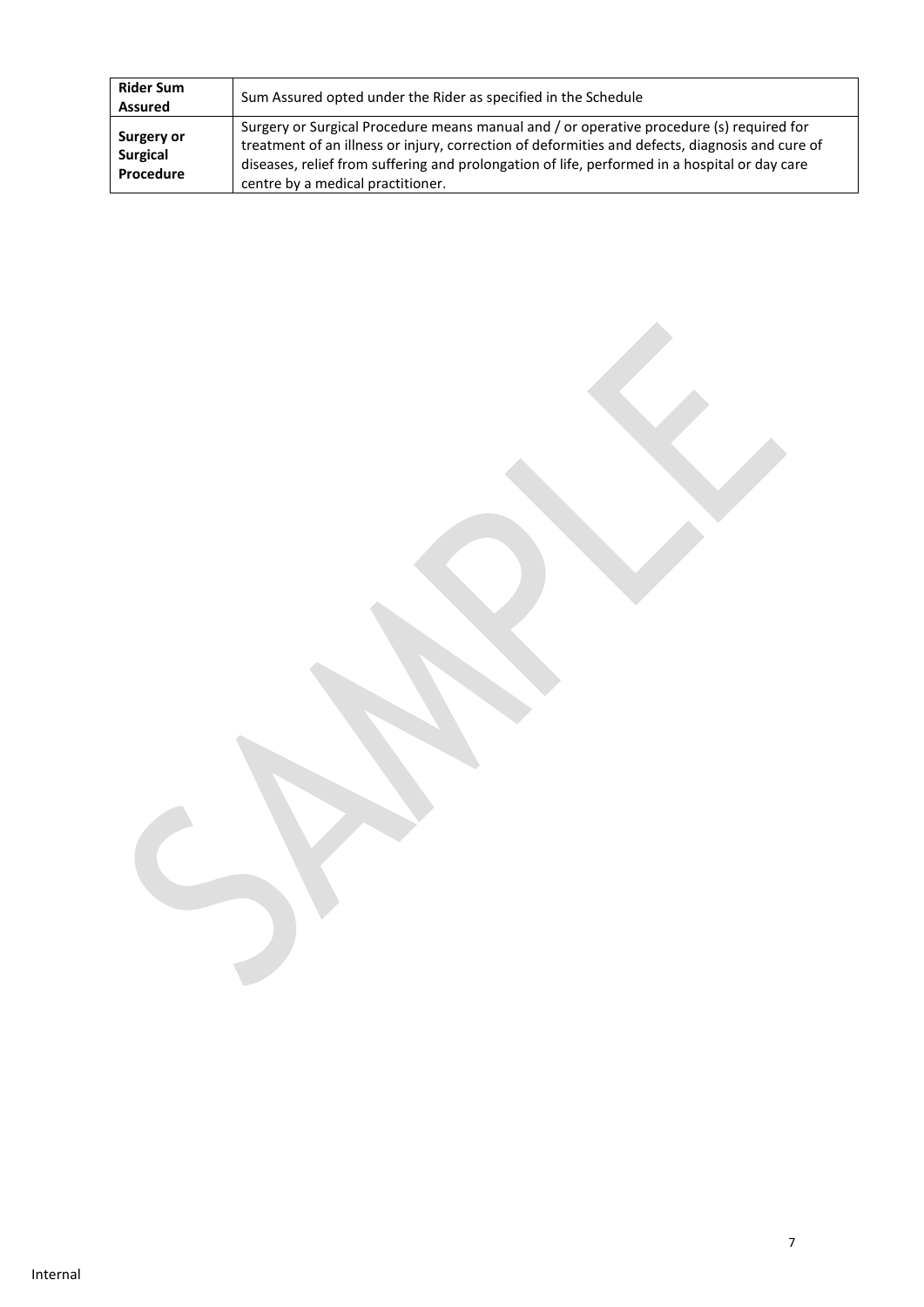| **Rider Sum Assured** | Sum Assured opted under the Rider as specified in the Schedule |
|---|---|
| **Surgery or Surgical Procedure** | Surgery or Surgical Procedure means manual and / or operative procedure (s) required for treatment of an illness or injury, correction of deformities and defects, diagnosis and cure of diseases, relief from suffering and prolongation of life, performed in a hospital or day care centre by a medical practitioner. |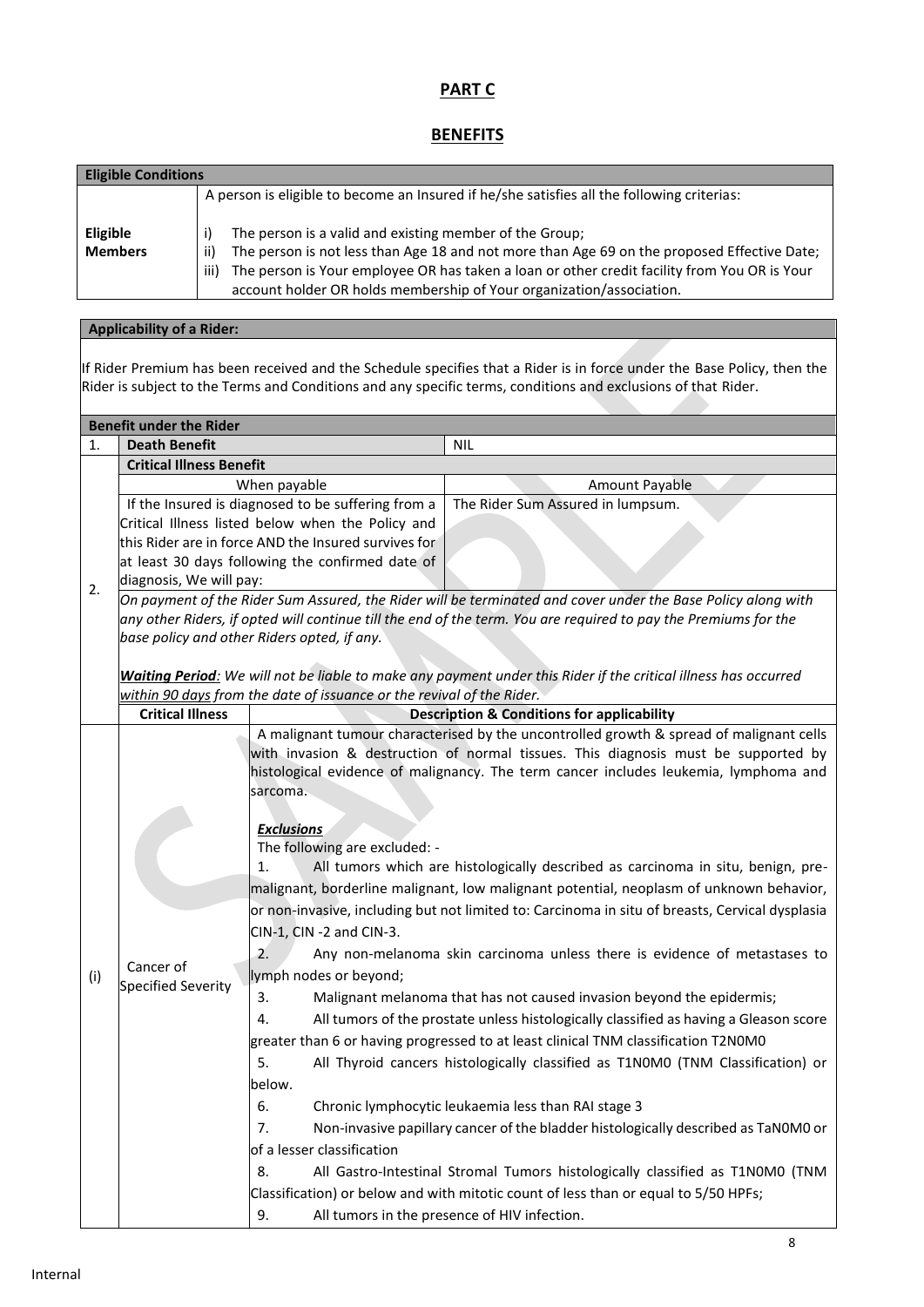## PART C

## BENEFITS

| Eligible Conditions | |
|---|---|
| | A person is eligible to become an Insured if he/she satisfies all the following criterias: |
| **Eligible Members** | i) The person is a valid and existing member of the Group;<br>ii) The person is not less than Age 18 and not more than Age 69 on the proposed Effective Date;<br>iii) The person is Your employee OR has taken a loan or other credit facility from You OR is Your account holder OR holds membership of Your organization/association. |

**Applicability of a Rider:**

If Rider Premium has been received and the Schedule specifies that a Rider is in force under the Base Policy, then the Rider is subject to the Terms and Conditions and any specific terms, conditions and exclusions of that Rider.

| **Benefit under the Rider** | | | |
|---|---|---|---|
| 1. | **Death Benefit** | NIL | |
| 2. | **Critical Illness Benefit** | | |
| | When payable | Amount Payable | |
| | If the Insured is diagnosed to be suffering from a Critical Illness listed below when the Policy and this Rider are in force AND the Insured survives for at least 30 days following the confirmed date of diagnosis, We will pay: | The Rider Sum Assured in lumpsum. | |
| | *On payment of the Rider Sum Assured, the Rider will be terminated and cover under the Base Policy along with any other Riders, if opted will continue till the end of the term. You are required to pay the Premiums for the base policy and other Riders opted, if any.*<br><br>***Waiting Period**: We will not be liable to make any payment under this Rider if the critical illness has occurred within 90 days from the date of issuance or the revival of the Rider.* | | |
| | **Critical Illness** | **Description & Conditions for applicability** | |
| (i) | Cancer of Specified Severity | A malignant tumour characterised by the uncontrolled growth & spread of malignant cells with invasion & destruction of normal tissues. This diagnosis must be supported by histological evidence of malignancy. The term cancer includes leukemia, lymphoma and sarcoma.<br><br>***Exclusions***<br>The following are excluded: -<br>1. All tumors which are histologically described as carcinoma in situ, benign, pre-malignant, borderline malignant, low malignant potential, neoplasm of unknown behavior, or non-invasive, including but not limited to: Carcinoma in situ of breasts, Cervical dysplasia CIN-1, CIN -2 and CIN-3.<br>2. Any non-melanoma skin carcinoma unless there is evidence of metastases to lymph nodes or beyond;<br>3. Malignant melanoma that has not caused invasion beyond the epidermis;<br>4. All tumors of the prostate unless histologically classified as having a Gleason score greater than 6 or having progressed to at least clinical TNM classification T2N0M0<br>5. All Thyroid cancers histologically classified as T1N0M0 (TNM Classification) or below.<br>6. Chronic lymphocytic leukaemia less than RAI stage 3<br>7. Non-invasive papillary cancer of the bladder histologically described as TaN0M0 or of a lesser classification<br>8. All Gastro-Intestinal Stromal Tumors histologically classified as T1N0M0 (TNM Classification) or below and with mitotic count of less than or equal to 5/50 HPFs;<br>9. All tumors in the presence of HIV infection. | |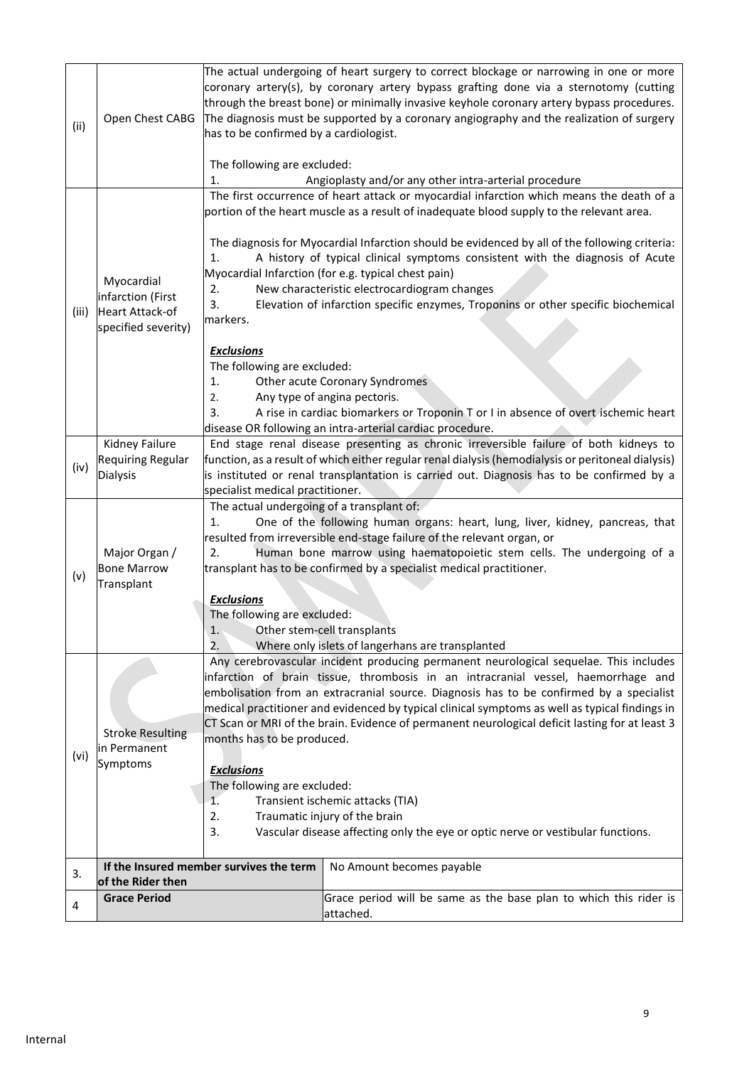| | | |
|---|---|---|
| (ii) | Open Chest CABG | The actual undergoing of heart surgery to correct blockage or narrowing in one or more coronary artery(s), by coronary artery bypass grafting done via a sternotomy (cutting through the breast bone) or minimally invasive keyhole coronary artery bypass procedures. The diagnosis must be supported by a coronary angiography and the realization of surgery has to be confirmed by a cardiologist.<br><br>The following are excluded:<br>1. Angioplasty and/or any other intra-arterial procedure |
| (iii) | Myocardial infarction (First Heart Attack-of specified severity) | The first occurrence of heart attack or myocardial infarction which means the death of a portion of the heart muscle as a result of inadequate blood supply to the relevant area.<br><br>The diagnosis for Myocardial Infarction should be evidenced by all of the following criteria:<br>1. A history of typical clinical symptoms consistent with the diagnosis of Acute Myocardial Infarction (for e.g. typical chest pain)<br>2. New characteristic electrocardiogram changes<br>3. Elevation of infarction specific enzymes, Troponins or other specific biochemical markers.<br><br>***Exclusions***<br>The following are excluded:<br>1. Other acute Coronary Syndromes<br>2. Any type of angina pectoris.<br>3. A rise in cardiac biomarkers or Troponin T or I in absence of overt ischemic heart disease OR following an intra-arterial cardiac procedure. |
| (iv) | Kidney Failure Requiring Regular Dialysis | End stage renal disease presenting as chronic irreversible failure of both kidneys to function, as a result of which either regular renal dialysis (hemodialysis or peritoneal dialysis) is instituted or renal transplantation is carried out. Diagnosis has to be confirmed by a specialist medical practitioner. |
| (v) | Major Organ / Bone Marrow Transplant | The actual undergoing of a transplant of:<br>1. One of the following human organs: heart, lung, liver, kidney, pancreas, that resulted from irreversible end-stage failure of the relevant organ, or<br>2. Human bone marrow using haematopoietic stem cells. The undergoing of a transplant has to be confirmed by a specialist medical practitioner.<br><br>***Exclusions***<br>The following are excluded:<br>1. Other stem-cell transplants<br>2. Where only islets of langerhans are transplanted |
| (vi) | Stroke Resulting in Permanent Symptoms | Any cerebrovascular incident producing permanent neurological sequelae. This includes infarction of brain tissue, thrombosis in an intracranial vessel, haemorrhage and embolisation from an extracranial source. Diagnosis has to be confirmed by a specialist medical practitioner and evidenced by typical clinical symptoms as well as typical findings in CT Scan or MRI of the brain. Evidence of permanent neurological deficit lasting for at least 3 months has to be produced.<br><br>***Exclusions***<br>The following are excluded:<br>1. Transient ischemic attacks (TIA)<br>2. Traumatic injury of the brain<br>3. Vascular disease affecting only the eye or optic nerve or vestibular functions. |
| 3. | **If the Insured member survives the term of the Rider then** | No Amount becomes payable |
| 4 | **Grace Period** | Grace period will be same as the base plan to which this rider is attached. |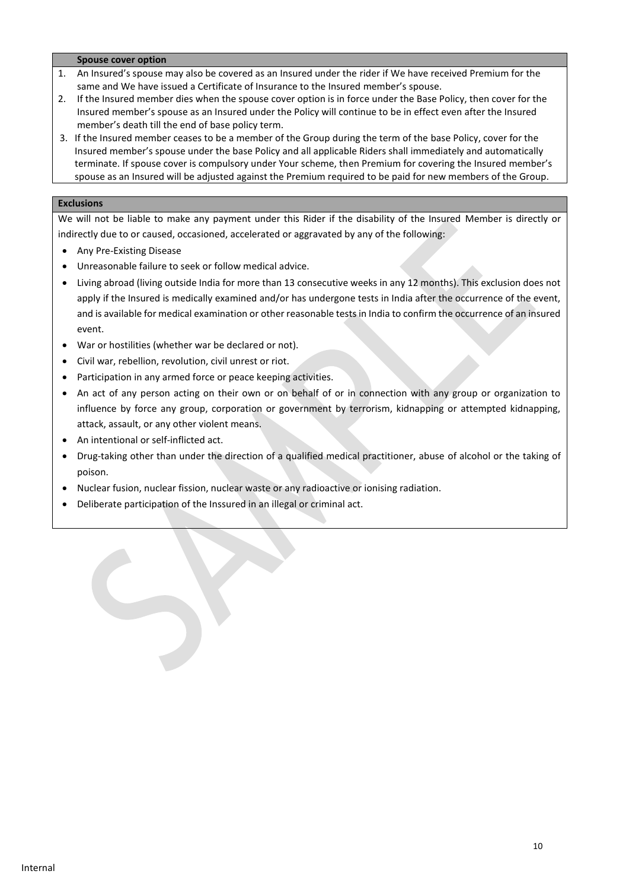### Spouse cover option

1. An Insured's spouse may also be covered as an Insured under the rider if We have received Premium for the same and We have issued a Certificate of Insurance to the Insured member's spouse.
2. If the Insured member dies when the spouse cover option is in force under the Base Policy, then cover for the Insured member's spouse as an Insured under the Policy will continue to be in effect even after the Insured member's death till the end of base policy term.
3. If the Insured member ceases to be a member of the Group during the term of the base Policy, cover for the Insured member's spouse under the base Policy and all applicable Riders shall immediately and automatically terminate. If spouse cover is compulsory under Your scheme, then Premium for covering the Insured member's spouse as an Insured will be adjusted against the Premium required to be paid for new members of the Group.

### Exclusions

We will not be liable to make any payment under this Rider if the disability of the Insured Member is directly or indirectly due to or caused, occasioned, accelerated or aggravated by any of the following:

- Any Pre-Existing Disease
- Unreasonable failure to seek or follow medical advice.
- Living abroad (living outside India for more than 13 consecutive weeks in any 12 months). This exclusion does not apply if the Insured is medically examined and/or has undergone tests in India after the occurrence of the event, and is available for medical examination or other reasonable tests in India to confirm the occurrence of an insured event.
- War or hostilities (whether war be declared or not).
- Civil war, rebellion, revolution, civil unrest or riot.
- Participation in any armed force or peace keeping activities.
- An act of any person acting on their own or on behalf of or in connection with any group or organization to influence by force any group, corporation or government by terrorism, kidnapping or attempted kidnapping, attack, assault, or any other violent means.
- An intentional or self-inflicted act.
- Drug-taking other than under the direction of a qualified medical practitioner, abuse of alcohol or the taking of poison.
- Nuclear fusion, nuclear fission, nuclear waste or any radioactive or ionising radiation.
- Deliberate participation of the Inssured in an illegal or criminal act.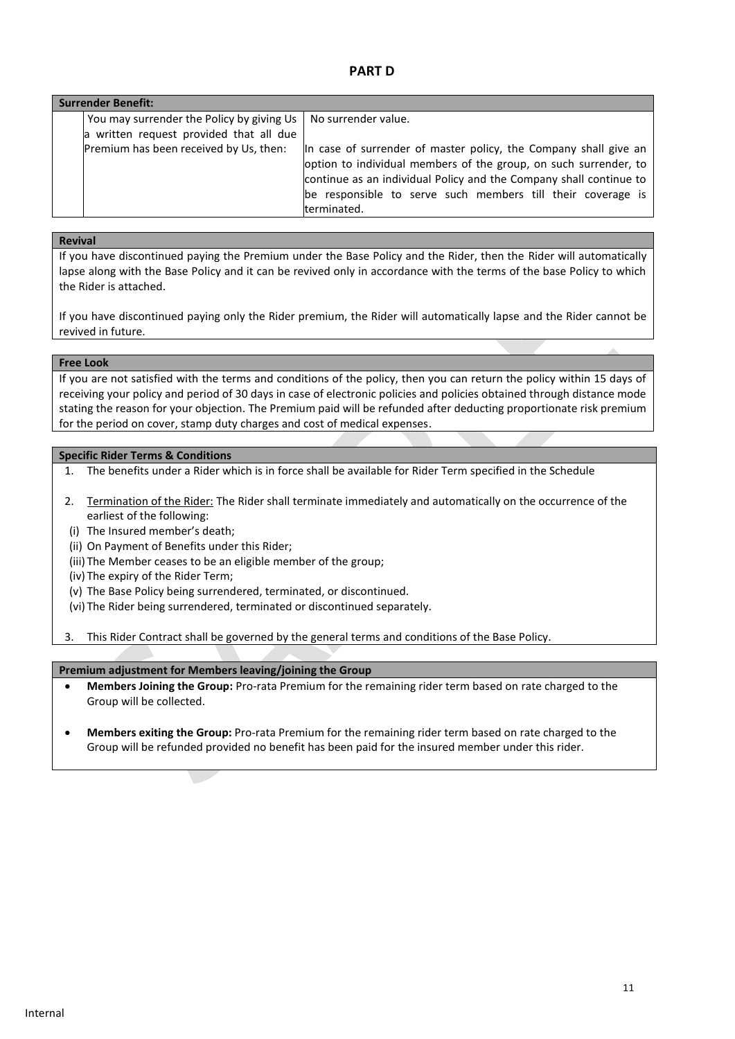# PART D

| **Surrender Benefit:** | |
|---|---|
| You may surrender the Policy by giving Us a written request provided that all due Premium has been received by Us, then: | No surrender value.<br><br>In case of surrender of master policy, the Company shall give an option to individual members of the group, on such surrender, to continue as an individual Policy and the Company shall continue to be responsible to serve such members till their coverage is terminated. |

**Revival**

If you have discontinued paying the Premium under the Base Policy and the Rider, then the Rider will automatically lapse along with the Base Policy and it can be revived only in accordance with the terms of the base Policy to which the Rider is attached.

If you have discontinued paying only the Rider premium, the Rider will automatically lapse and the Rider cannot be revived in future.

**Free Look**

If you are not satisfied with the terms and conditions of the policy, then you can return the policy within 15 days of receiving your policy and period of 30 days in case of electronic policies and policies obtained through distance mode stating the reason for your objection. The Premium paid will be refunded after deducting proportionate risk premium for the period on cover, stamp duty charges and cost of medical expenses.

**Specific Rider Terms & Conditions**

1. The benefits under a Rider which is in force shall be available for Rider Term specified in the Schedule
2. Termination of the Rider: The Rider shall terminate immediately and automatically on the occurrence of the earliest of the following:
   (i) The Insured member's death;
   (ii) On Payment of Benefits under this Rider;
   (iii) The Member ceases to be an eligible member of the group;
   (iv) The expiry of the Rider Term;
   (v) The Base Policy being surrendered, terminated, or discontinued.
   (vi) The Rider being surrendered, terminated or discontinued separately.
3. This Rider Contract shall be governed by the general terms and conditions of the Base Policy.

**Premium adjustment for Members leaving/joining the Group**

- **Members Joining the Group:** Pro-rata Premium for the remaining rider term based on rate charged to the Group will be collected.
- **Members exiting the Group:** Pro-rata Premium for the remaining rider term based on rate charged to the Group will be refunded provided no benefit has been paid for the insured member under this rider.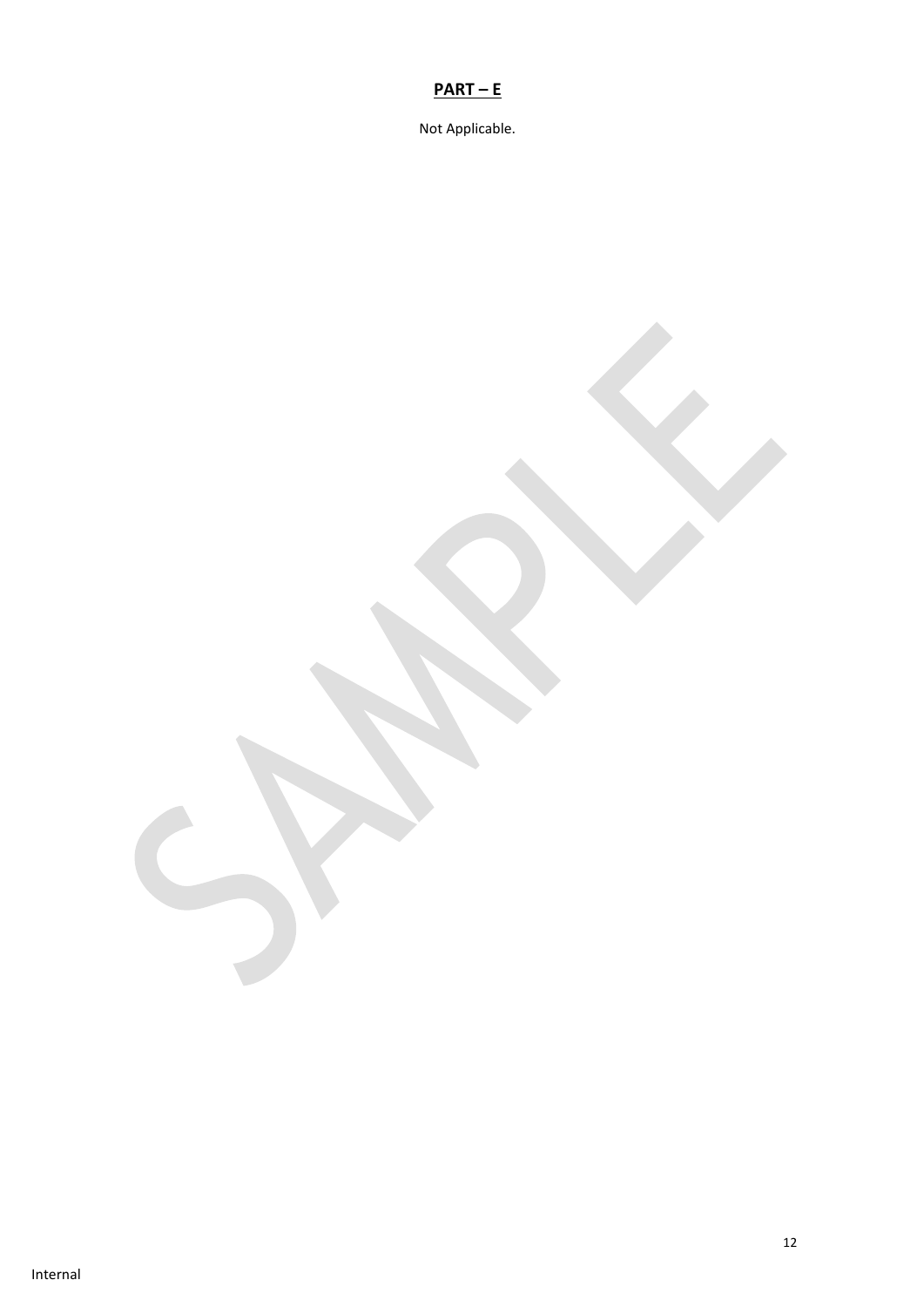## PART – E

Not Applicable.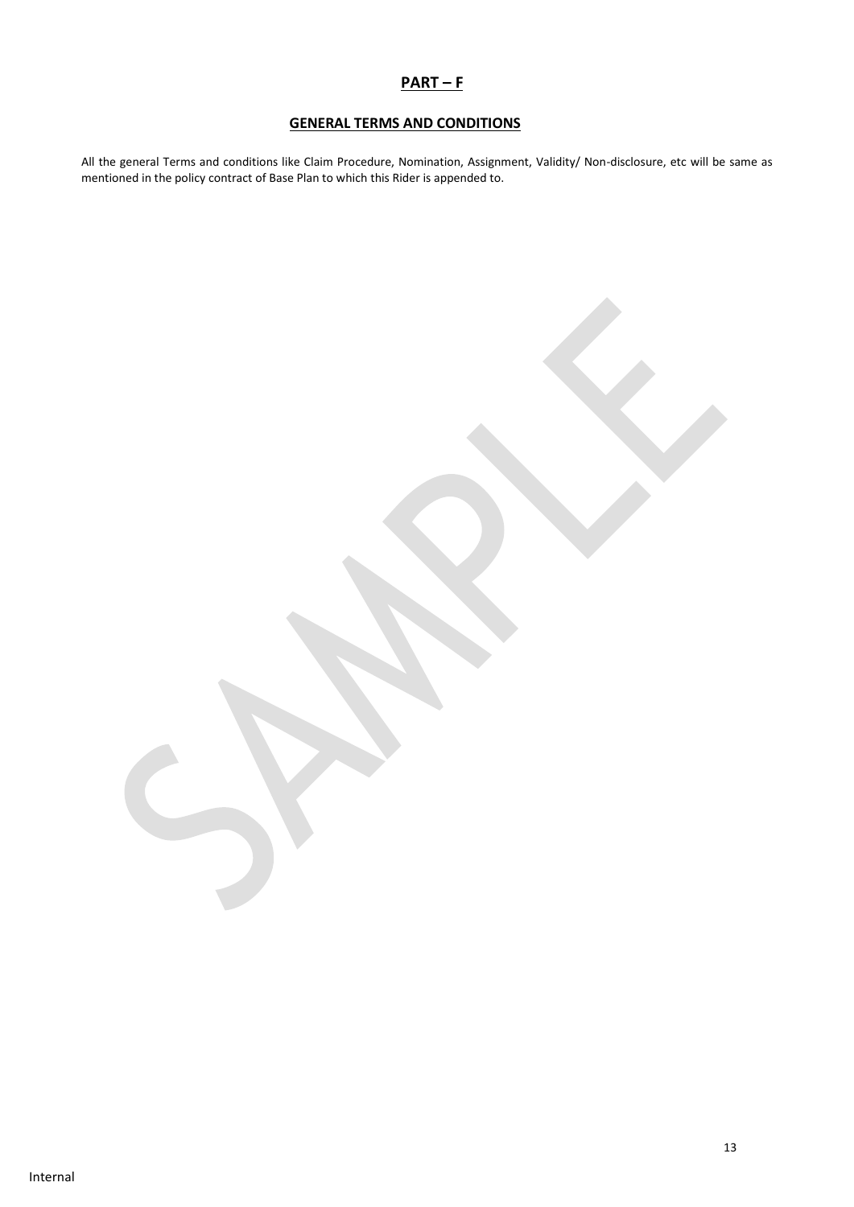## PART – F

### GENERAL TERMS AND CONDITIONS

All the general Terms and conditions like Claim Procedure, Nomination, Assignment, Validity/ Non-disclosure, etc will be same as mentioned in the policy contract of Base Plan to which this Rider is appended to.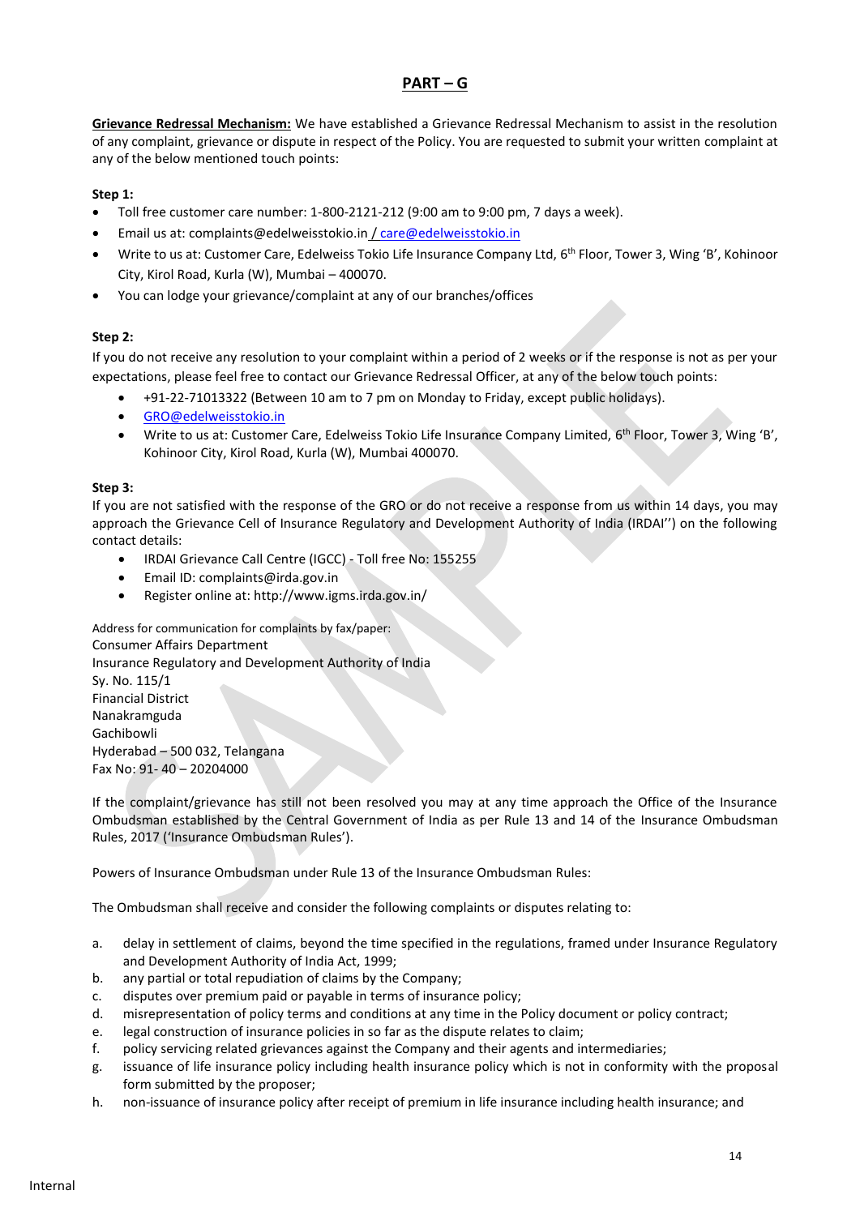## PART – G

**Grievance Redressal Mechanism:** We have established a Grievance Redressal Mechanism to assist in the resolution of any complaint, grievance or dispute in respect of the Policy. You are requested to submit your written complaint at any of the below mentioned touch points:

**Step 1:**

- Toll free customer care number: 1-800-2121-212 (9:00 am to 9:00 pm, 7 days a week).
- Email us at: complaints@edelweisstokio.in / care@edelweisstokio.in
- Write to us at: Customer Care, Edelweiss Tokio Life Insurance Company Ltd, 6th Floor, Tower 3, Wing 'B', Kohinoor City, Kirol Road, Kurla (W), Mumbai – 400070.
- You can lodge your grievance/complaint at any of our branches/offices

**Step 2:**

If you do not receive any resolution to your complaint within a period of 2 weeks or if the response is not as per your expectations, please feel free to contact our Grievance Redressal Officer, at any of the below touch points:

- +91-22-71013322 (Between 10 am to 7 pm on Monday to Friday, except public holidays).
- GRO@edelweisstokio.in
- Write to us at: Customer Care, Edelweiss Tokio Life Insurance Company Limited, 6th Floor, Tower 3, Wing 'B', Kohinoor City, Kirol Road, Kurla (W), Mumbai 400070.

**Step 3:**

If you are not satisfied with the response of the GRO or do not receive a response from us within 14 days, you may approach the Grievance Cell of Insurance Regulatory and Development Authority of India (IRDAI'') on the following contact details:

- IRDAI Grievance Call Centre (IGCC) - Toll free No: 155255
- Email ID: complaints@irda.gov.in
- Register online at: http://www.igms.irda.gov.in/

Address for communication for complaints by fax/paper:
Consumer Affairs Department
Insurance Regulatory and Development Authority of India
Sy. No. 115/1
Financial District
Nanakramguda
Gachibowli
Hyderabad – 500 032, Telangana
Fax No: 91- 40 – 20204000

If the complaint/grievance has still not been resolved you may at any time approach the Office of the Insurance Ombudsman established by the Central Government of India as per Rule 13 and 14 of the Insurance Ombudsman Rules, 2017 ('Insurance Ombudsman Rules').

Powers of Insurance Ombudsman under Rule 13 of the Insurance Ombudsman Rules:

The Ombudsman shall receive and consider the following complaints or disputes relating to:

a. delay in settlement of claims, beyond the time specified in the regulations, framed under Insurance Regulatory and Development Authority of India Act, 1999;
b. any partial or total repudiation of claims by the Company;
c. disputes over premium paid or payable in terms of insurance policy;
d. misrepresentation of policy terms and conditions at any time in the Policy document or policy contract;
e. legal construction of insurance policies in so far as the dispute relates to claim;
f. policy servicing related grievances against the Company and their agents and intermediaries;
g. issuance of life insurance policy including health insurance policy which is not in conformity with the proposal form submitted by the proposer;
h. non-issuance of insurance policy after receipt of premium in life insurance including health insurance; and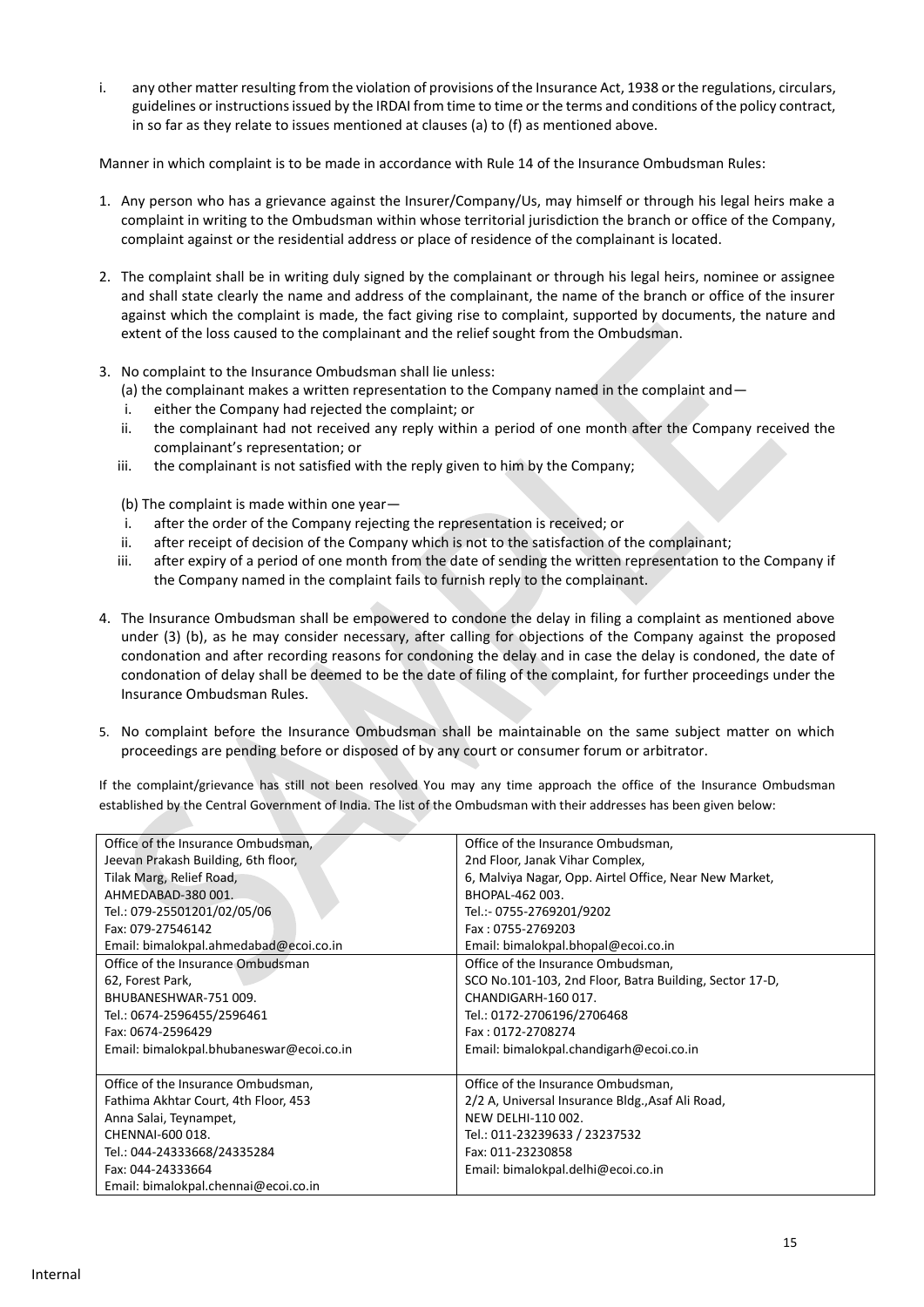i. any other matter resulting from the violation of provisions of the Insurance Act, 1938 or the regulations, circulars, guidelines or instructions issued by the IRDAI from time to time or the terms and conditions of the policy contract, in so far as they relate to issues mentioned at clauses (a) to (f) as mentioned above.

Manner in which complaint is to be made in accordance with Rule 14 of the Insurance Ombudsman Rules:

1. Any person who has a grievance against the Insurer/Company/Us, may himself or through his legal heirs make a complaint in writing to the Ombudsman within whose territorial jurisdiction the branch or office of the Company, complaint against or the residential address or place of residence of the complainant is located.

2. The complaint shall be in writing duly signed by the complainant or through his legal heirs, nominee or assignee and shall state clearly the name and address of the complainant, the name of the branch or office of the insurer against which the complaint is made, the fact giving rise to complaint, supported by documents, the nature and extent of the loss caused to the complainant and the relief sought from the Ombudsman.

3. No complaint to the Insurance Ombudsman shall lie unless:
   (a) the complainant makes a written representation to the Company named in the complaint and—
   i. either the Company had rejected the complaint; or
   ii. the complainant had not received any reply within a period of one month after the Company received the complainant's representation; or
   iii. the complainant is not satisfied with the reply given to him by the Company;

   (b) The complaint is made within one year—
   i. after the order of the Company rejecting the representation is received; or
   ii. after receipt of decision of the Company which is not to the satisfaction of the complainant;
   iii. after expiry of a period of one month from the date of sending the written representation to the Company if the Company named in the complaint fails to furnish reply to the complainant.

4. The Insurance Ombudsman shall be empowered to condone the delay in filing a complaint as mentioned above under (3) (b), as he may consider necessary, after calling for objections of the Company against the proposed condonation and after recording reasons for condoning the delay and in case the delay is condoned, the date of condonation of delay shall be deemed to be the date of filing of the complaint, for further proceedings under the Insurance Ombudsman Rules.

5. No complaint before the Insurance Ombudsman shall be maintainable on the same subject matter on which proceedings are pending before or disposed of by any court or consumer forum or arbitrator.

If the complaint/grievance has still not been resolved You may any time approach the office of the Insurance Ombudsman established by the Central Government of India. The list of the Ombudsman with their addresses has been given below:

| | |
|---|---|
| Office of the Insurance Ombudsman,<br>Jeevan Prakash Building, 6th floor,<br>Tilak Marg, Relief Road,<br>AHMEDABAD-380 001.<br>Tel.: 079-25501201/02/05/06<br>Fax: 079-27546142<br>Email: bimalokpal.ahmedabad@ecoi.co.in | Office of the Insurance Ombudsman,<br>2nd Floor, Janak Vihar Complex,<br>6, Malviya Nagar, Opp. Airtel Office, Near New Market,<br>BHOPAL-462 003.<br>Tel.:- 0755-2769201/9202<br>Fax : 0755-2769203<br>Email: bimalokpal.bhopal@ecoi.co.in |
| Office of the Insurance Ombudsman<br>62, Forest Park,<br>BHUBANESHWAR-751 009.<br>Tel.: 0674-2596455/2596461<br>Fax: 0674-2596429<br>Email: bimalokpal.bhubaneswar@ecoi.co.in | Office of the Insurance Ombudsman,<br>SCO No.101-103, 2nd Floor, Batra Building, Sector 17-D,<br>CHANDIGARH-160 017.<br>Tel.: 0172-2706196/2706468<br>Fax : 0172-2708274<br>Email: bimalokpal.chandigarh@ecoi.co.in |
| Office of the Insurance Ombudsman,<br>Fathima Akhtar Court, 4th Floor, 453<br>Anna Salai, Teynampet,<br>CHENNAI-600 018.<br>Tel.: 044-24333668/24335284<br>Fax: 044-24333664<br>Email: bimalokpal.chennai@ecoi.co.in | Office of the Insurance Ombudsman,<br>2/2 A, Universal Insurance Bldg.,Asaf Ali Road,<br>NEW DELHI-110 002.<br>Tel.: 011-23239633 / 23237532<br>Fax: 011-23230858<br>Email: bimalokpal.delhi@ecoi.co.in |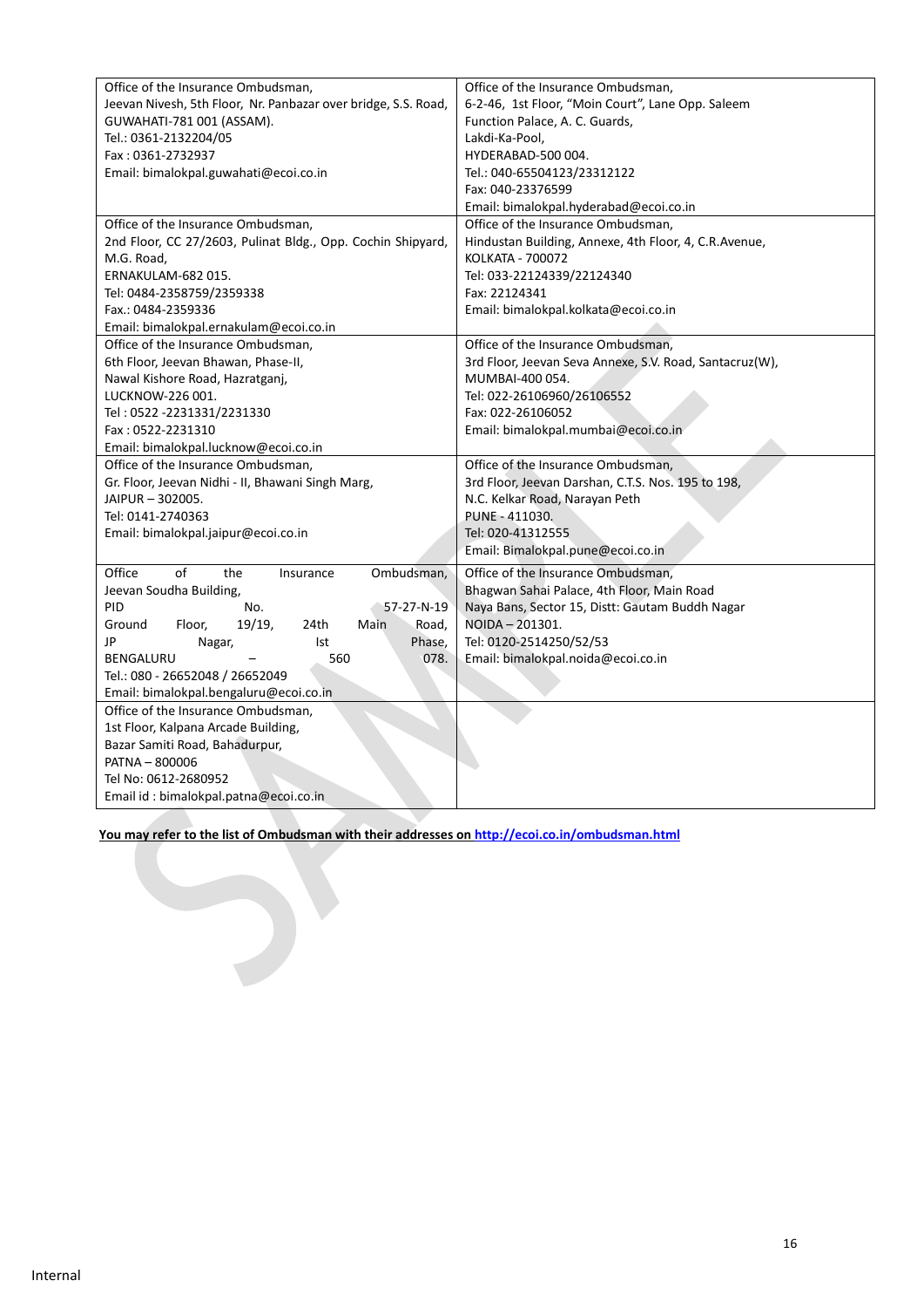| | |
|---|---|
| Office of the Insurance Ombudsman,<br>Jeevan Nivesh, 5th Floor, Nr. Panbazar over bridge, S.S. Road,<br>GUWAHATI-781 001 (ASSAM).<br>Tel.: 0361-2132204/05<br>Fax : 0361-2732937<br>Email: bimalokpal.guwahati@ecoi.co.in | Office of the Insurance Ombudsman,<br>6-2-46, 1st Floor, "Moin Court", Lane Opp. Saleem Function Palace, A. C. Guards,<br>Lakdi-Ka-Pool,<br>HYDERABAD-500 004.<br>Tel.: 040-65504123/23312122<br>Fax: 040-23376599<br>Email: bimalokpal.hyderabad@ecoi.co.in |
| Office of the Insurance Ombudsman,<br>2nd Floor, CC 27/2603, Pulinat Bldg., Opp. Cochin Shipyard, M.G. Road,<br>ERNAKULAM-682 015.<br>Tel: 0484-2358759/2359338<br>Fax.: 0484-2359336<br>Email: bimalokpal.ernakulam@ecoi.co.in | Office of the Insurance Ombudsman,<br>Hindustan Building, Annexe, 4th Floor, 4, C.R.Avenue,<br>KOLKATA - 700072<br>Tel: 033-22124339/22124340<br>Fax: 22124341<br>Email: bimalokpal.kolkata@ecoi.co.in |
| Office of the Insurance Ombudsman,<br>6th Floor, Jeevan Bhawan, Phase-II,<br>Nawal Kishore Road, Hazratganj,<br>LUCKNOW-226 001.<br>Tel : 0522 -2231331/2231330<br>Fax : 0522-2231310<br>Email: bimalokpal.lucknow@ecoi.co.in | Office of the Insurance Ombudsman,<br>3rd Floor, Jeevan Seva Annexe, S.V. Road, Santacruz(W),<br>MUMBAI-400 054.<br>Tel: 022-26106960/26106552<br>Fax: 022-26106052<br>Email: bimalokpal.mumbai@ecoi.co.in |
| Office of the Insurance Ombudsman,<br>Gr. Floor, Jeevan Nidhi - II, Bhawani Singh Marg,<br>JAIPUR – 302005.<br>Tel: 0141-2740363<br>Email: bimalokpal.jaipur@ecoi.co.in | Office of the Insurance Ombudsman,<br>3rd Floor, Jeevan Darshan, C.T.S. Nos. 195 to 198,<br>N.C. Kelkar Road, Narayan Peth<br>PUNE - 411030.<br>Tel: 020-41312555<br>Email: Bimalokpal.pune@ecoi.co.in |
| Office of the Insurance Ombudsman,<br>Jeevan Soudha Building,<br>PID No. 57-27-N-19<br>Ground Floor, 19/19, 24th Main Road,<br>JP Nagar, Ist Phase,<br>BENGALURU – 560 078.<br>Tel.: 080 - 26652048 / 26652049<br>Email: bimalokpal.bengaluru@ecoi.co.in | Office of the Insurance Ombudsman,<br>Bhagwan Sahai Palace, 4th Floor, Main Road<br>Naya Bans, Sector 15, Distt: Gautam Buddh Nagar<br>NOIDA – 201301.<br>Tel: 0120-2514250/52/53<br>Email: bimalokpal.noida@ecoi.co.in |
| Office of the Insurance Ombudsman,<br>1st Floor, Kalpana Arcade Building,<br>Bazar Samiti Road, Bahadurpur,<br>PATNA – 800006<br>Tel No: 0612-2680952<br>Email id : bimalokpal.patna@ecoi.co.in | |

**You may refer to the list of Ombudsman with their addresses on http://ecoi.co.in/ombudsman.html**